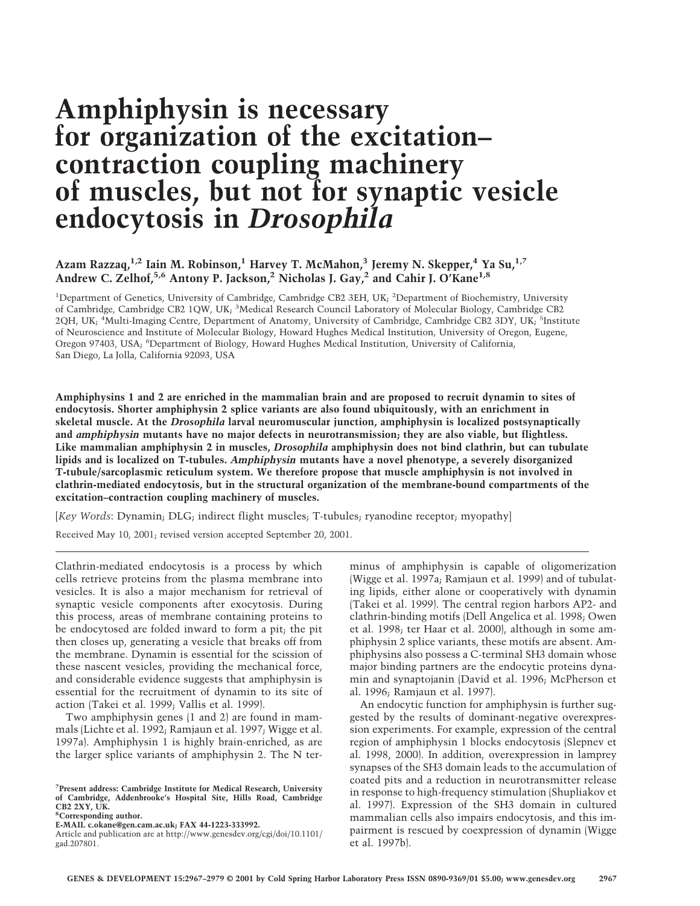# Amphiphysin is necessary for organization of the excitation–contraction coupling machinery of muscles, but not for synaptic vesicle endocytosis in *Drosophila*

**Azam Razzaq,[1,2] Iain M. Robinson,[1] Harvey T. McMahon,[3] Jeremy N. Skepper,[4] Ya Su,[1,7] Andrew C. Zelhof,[5,6] Antony P. Jackson,[2] Nicholas J. Gay,[2] and Cahir J. O'Kane[1,8]**

[1]Department of Genetics, University of Cambridge, Cambridge CB2 3EH, UK; [2]Department of Biochemistry, University of Cambridge, Cambridge CB2 1QW, UK; [3]Medical Research Council Laboratory of Molecular Biology, Cambridge CB2 2QH, UK; [4]Multi-Imaging Centre, Department of Anatomy, University of Cambridge, Cambridge CB2 3DY, UK; [5]Institute of Neuroscience and Institute of Molecular Biology, Howard Hughes Medical Institution, University of Oregon, Eugene, Oregon 97403, USA; [6]Department of Biology, Howard Hughes Medical Institution, University of California, San Diego, La Jolla, California 92093, USA

**Amphiphysins 1 and 2 are enriched in the mammalian brain and are proposed to recruit dynamin to sites of endocytosis. Shorter amphiphysin 2 splice variants are also found ubiquitously, with an enrichment in skeletal muscle. At the *Drosophila* larval neuromuscular junction, amphiphysin is localized postsynaptically and *amphiphysin* mutants have no major defects in neurotransmission; they are also viable, but flightless. Like mammalian amphiphysin 2 in muscles, *Drosophila* amphiphysin does not bind clathrin, but can tubulate lipids and is localized on T-tubules. *Amphiphysin* mutants have a novel phenotype, a severely disorganized T-tubule/sarcoplasmic reticulum system. We therefore propose that muscle amphiphysin is not involved in clathrin-mediated endocytosis, but in the structural organization of the membrane-bound compartments of the excitation–contraction coupling machinery of muscles.**

[*Key Words*: Dynamin; DLG; indirect flight muscles; T-tubules; ryanodine receptor; myopathy]

Received May 10, 2001; revised version accepted September 20, 2001.

Clathrin-mediated endocytosis is a process by which cells retrieve proteins from the plasma membrane into vesicles. It is also a major mechanism for retrieval of synaptic vesicle components after exocytosis. During this process, areas of membrane containing proteins to be endocytosed are folded inward to form a pit; the pit then closes up, generating a vesicle that breaks off from the membrane. Dynamin is essential for the scission of these nascent vesicles, providing the mechanical force, and considerable evidence suggests that amphiphysin is essential for the recruitment of dynamin to its site of action (Takei et al. 1999; Vallis et al. 1999).

Two amphiphysin genes (1 and 2) are found in mammals (Lichte et al. 1992; Ramjaun et al. 1997; Wigge et al. 1997a). Amphiphysin 1 is highly brain-enriched, as are the larger splice variants of amphiphysin 2. The N terminus of amphiphysin is capable of oligomerization (Wigge et al. 1997a; Ramjaun et al. 1999) and of tubulating lipids, either alone or cooperatively with dynamin (Takei et al. 1999). The central region harbors AP2- and clathrin-binding motifs (Dell Angelica et al. 1998; Owen et al. 1998; ter Haar et al. 2000), although in some amphiphysin 2 splice variants, these motifs are absent. Amphiphysins also possess a C-terminal SH3 domain whose major binding partners are the endocytic proteins dynamin and synaptojanin (David et al. 1996; McPherson et al. 1996; Ramjaun et al. 1997).

An endocytic function for amphiphysin is further suggested by the results of dominant-negative overexpression experiments. For example, expression of the central region of amphiphysin 1 blocks endocytosis (Slepnev et al. 1998, 2000). In addition, overexpression in lamprey synapses of the SH3 domain leads to the accumulation of coated pits and a reduction in neurotransmitter release in response to high-frequency stimulation (Shupliakov et al. 1997). Expression of the SH3 domain in cultured mammalian cells also impairs endocytosis, and this impairment is rescued by coexpression of dynamin (Wigge et al. 1997b).

[7]Present address: Cambridge Institute for Medical Research, University of Cambridge, Addenbrooke's Hospital Site, Hills Road, Cambridge CB2 2XY, UK.
[8]Corresponding author.
E-MAIL c.okane@gen.cam.ac.uk; FAX 44-1223-333992.
Article and publication are at http://www.genesdev.org/cgi/doi/10.1101/gad.207801.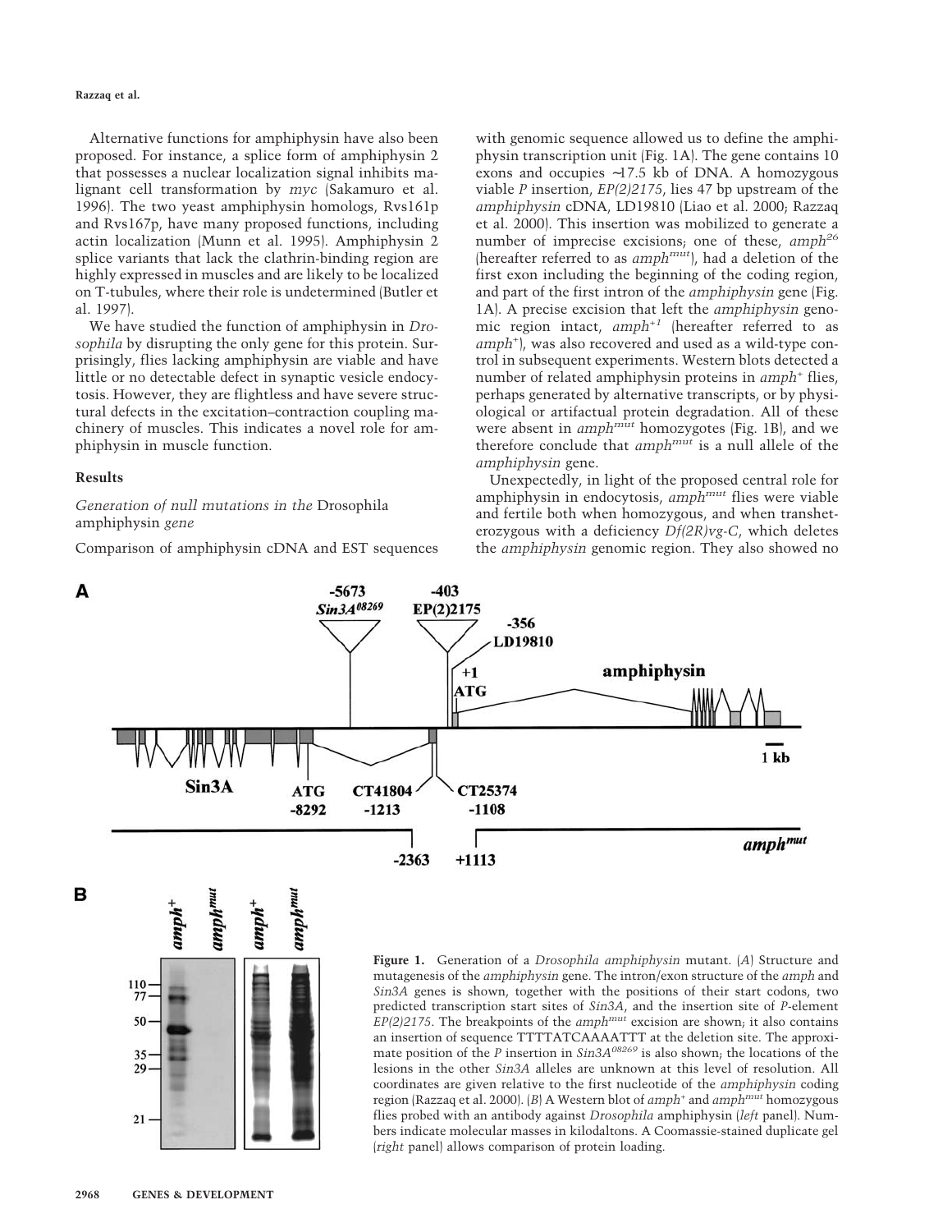Alternative functions for amphiphysin have also been proposed. For instance, a splice form of amphiphysin 2 that possesses a nuclear localization signal inhibits malignant cell transformation by *myc* (Sakamuro et al. 1996). The two yeast amphiphysin homologs, Rvs161p and Rvs167p, have many proposed functions, including actin localization (Munn et al. 1995). Amphiphysin 2 splice variants that lack the clathrin-binding region are highly expressed in muscles and are likely to be localized on T-tubules, where their role is undetermined (Butler et al. 1997).

We have studied the function of amphiphysin in *Drosophila* by disrupting the only gene for this protein. Surprisingly, flies lacking amphiphysin are viable and have little or no detectable defect in synaptic vesicle endocytosis. However, they are flightless and have severe structural defects in the excitation–contraction coupling machinery of muscles. This indicates a novel role for amphiphysin in muscle function.

## Results

### *Generation of null mutations in the* Drosophila *amphiphysin gene*

Comparison of amphiphysin cDNA and EST sequences with genomic sequence allowed us to define the amphiphysin transcription unit (Fig. 1A). The gene contains 10 exons and occupies ~17.5 kb of DNA. A homozygous viable *P* insertion, *EP(2)2175*, lies 47 bp upstream of the *amphiphysin* cDNA, LD19810 (Liao et al. 2000; Razzaq et al. 2000). This insertion was mobilized to generate a number of imprecise excisions; one of these, $amph^{26}$ (hereafter referred to as $amph^{mut}$), had a deletion of the first exon including the beginning of the coding region, and part of the first intron of the *amphiphysin* gene (Fig. 1A). A precise excision that left the *amphiphysin* genomic region intact, $amph^{+1}$ (hereafter referred to as $amph^{+}$), was also recovered and used as a wild-type control in subsequent experiments. Western blots detected a number of related amphiphysin proteins in $amph^{+}$ flies, perhaps generated by alternative transcripts, or by physiological or artifactual protein degradation. All of these were absent in $amph^{mut}$ homozygotes (Fig. 1B), and we therefore conclude that $amph^{mut}$ is a null allele of the *amphiphysin* gene.

Unexpectedly, in light of the proposed central role for amphiphysin in endocytosis, $amph^{mut}$ flies were viable and fertile both when homozygous, and when transheterozygous with a deficiency *Df(2R)vg-C*, which deletes the *amphiphysin* genomic region. They also showed no

**Figure 1.** Generation of a *Drosophila amphiphysin* mutant. (*A*) Structure and mutagenesis of the *amphiphysin* gene. The intron/exon structure of the *amph* and *Sin3A* genes is shown, together with the positions of their start codons, two predicted transcription start sites of *Sin3A*, and the insertion site of *P*-element *EP(2)2175*. The breakpoints of the $amph^{mut}$ excision are shown; it also contains an insertion of sequence TTTTATCAAAATTT at the deletion site. The approximate position of the *P* insertion in $Sin3A^{08269}$ is also shown; the locations of the lesions in the other *Sin3A* alleles are unknown at this level of resolution. All coordinates are given relative to the first nucleotide of the *amphiphysin* coding region (Razzaq et al. 2000). (*B*) A Western blot of $amph^{+}$ and $amph^{mut}$ homozygous flies probed with an antibody against *Drosophila* amphiphysin (*left* panel). Numbers indicate molecular masses in kilodaltons. A Coomassie-stained duplicate gel (*right* panel) allows comparison of protein loading.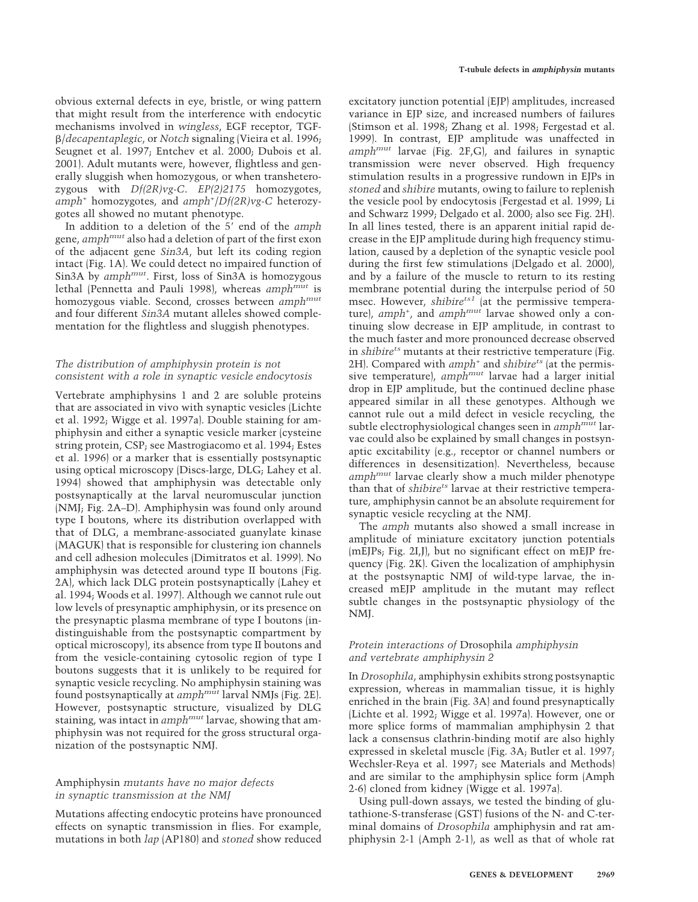obvious external defects in eye, bristle, or wing pattern that might result from the interference with endocytic mechanisms involved in *wingless*, EGF receptor, TGF-β/*decapentaplegic*, or *Notch* signaling (Vieira et al. 1996; Seugnet et al. 1997; Entchev et al. 2000; Dubois et al. 2001). Adult mutants were, however, flightless and generally sluggish when homozygous, or when transheterozygous with *Df(2R)vg-C*. *EP(2)2175* homozygotes, $amph^{+}$ homozygotes, and $amph^{+}/Df(2R)vg\text{-}C$ heterozygotes all showed no mutant phenotype.

In addition to a deletion of the 5′ end of the *amph* gene, $amph^{mut}$ also had a deletion of part of the first exon of the adjacent gene *Sin3A*, but left its coding region intact (Fig. 1A). We could detect no impaired function of Sin3A by $amph^{mut}$. First, loss of Sin3A is homozygous lethal (Pennetta and Pauli 1998), whereas $amph^{mut}$ is homozygous viable. Second, crosses between $amph^{mut}$ and four different *Sin3A* mutant alleles showed complementation for the flightless and sluggish phenotypes.

### *The distribution of amphiphysin protein is not consistent with a role in synaptic vesicle endocytosis*

Vertebrate amphiphysins 1 and 2 are soluble proteins that are associated in vivo with synaptic vesicles (Lichte et al. 1992; Wigge et al. 1997a). Double staining for amphiphysin and either a synaptic vesicle marker (cysteine string protein, CSP; see Mastrogiacomo et al. 1994; Estes et al. 1996) or a marker that is essentially postsynaptic using optical microscopy (Discs-large, DLG; Lahey et al. 1994) showed that amphiphysin was detectable only postsynaptically at the larval neuromuscular junction (NMJ; Fig. 2A–D). Amphiphysin was found only around type I boutons, where its distribution overlapped with that of DLG, a membrane-associated guanylate kinase (MAGUK) that is responsible for clustering ion channels and cell adhesion molecules (Dimitratos et al. 1999). No amphiphysin was detected around type II boutons (Fig. 2A), which lack DLG protein postsynaptically (Lahey et al. 1994; Woods et al. 1997). Although we cannot rule out low levels of presynaptic amphiphysin, or its presence on the presynaptic plasma membrane of type I boutons (indistinguishable from the postsynaptic compartment by optical microscopy), its absence from type II boutons and from the vesicle-containing cytosolic region of type I boutons suggests that it is unlikely to be required for synaptic vesicle recycling. No amphiphysin staining was found postsynaptically at $amph^{mut}$ larval NMJs (Fig. 2E). However, postsynaptic structure, visualized by DLG staining, was intact in $amph^{mut}$ larvae, showing that amphiphysin was not required for the gross structural organization of the postsynaptic NMJ.

### Amphiphysin *mutants have no major defects in synaptic transmission at the NMJ*

Mutations affecting endocytic proteins have pronounced effects on synaptic transmission in flies. For example, mutations in both *lap* (AP180) and *stoned* show reduced excitatory junction potential (EJP) amplitudes, increased variance in EJP size, and increased numbers of failures (Stimson et al. 1998; Zhang et al. 1998; Fergestad et al. 1999). In contrast, EJP amplitude was unaffected in $amph^{mut}$ larvae (Fig. 2F,G), and failures in synaptic transmission were never observed. High frequency stimulation results in a progressive rundown in EJPs in *stoned* and *shibire* mutants, owing to failure to replenish the vesicle pool by endocytosis (Fergestad et al. 1999; Li and Schwarz 1999; Delgado et al. 2000; also see Fig. 2H). In all lines tested, there is an apparent initial rapid decrease in the EJP amplitude during high frequency stimulation, caused by a depletion of the synaptic vesicle pool during the first few stimulations (Delgado et al. 2000), and by a failure of the muscle to return to its resting membrane potential during the interpulse period of 50 msec. However, $shibire^{ts1}$ (at the permissive temperature), $amph^{+}$, and $amph^{mut}$ larvae showed only a continuing slow decrease in EJP amplitude, in contrast to the much faster and more pronounced decrease observed in $shibire^{ts}$ mutants at their restrictive temperature (Fig. 2H). Compared with $amph^{+}$ and $shibire^{ts}$ (at the permissive temperature), $amph^{mut}$ larvae had a larger initial drop in EJP amplitude, but the continued decline phase appeared similar in all these genotypes. Although we cannot rule out a mild defect in vesicle recycling, the subtle electrophysiological changes seen in $amph^{mut}$ larvae could also be explained by small changes in postsynaptic excitability (e.g., receptor or channel numbers or differences in desensitization). Nevertheless, because $amph^{mut}$ larvae clearly show a much milder phenotype than that of $shibire^{ts}$ larvae at their restrictive temperature, amphiphysin cannot be an absolute requirement for synaptic vesicle recycling at the NMJ.

The *amph* mutants also showed a small increase in amplitude of miniature excitatory junction potentials (mEJPs; Fig. 2I,J), but no significant effect on mEJP frequency (Fig. 2K). Given the localization of amphiphysin at the postsynaptic NMJ of wild-type larvae, the increased mEJP amplitude in the mutant may reflect subtle changes in the postsynaptic physiology of the NMJ.

### *Protein interactions of* Drosophila *amphiphysin and vertebrate amphiphysin 2*

In *Drosophila*, amphiphysin exhibits strong postsynaptic expression, whereas in mammalian tissue, it is highly enriched in the brain (Fig. 3A) and found presynaptically (Lichte et al. 1992; Wigge et al. 1997a). However, one or more splice forms of mammalian amphiphysin 2 that lack a consensus clathrin-binding motif are also highly expressed in skeletal muscle (Fig. 3A; Butler et al. 1997; Wechsler-Reya et al. 1997; see Materials and Methods) and are similar to the amphiphysin splice form (Amph 2-6) cloned from kidney (Wigge et al. 1997a).

Using pull-down assays, we tested the binding of glutathione-S-transferase (GST) fusions of the N- and C-terminal domains of *Drosophila* amphiphysin and rat amphiphysin 2-1 (Amph 2-1), as well as that of whole rat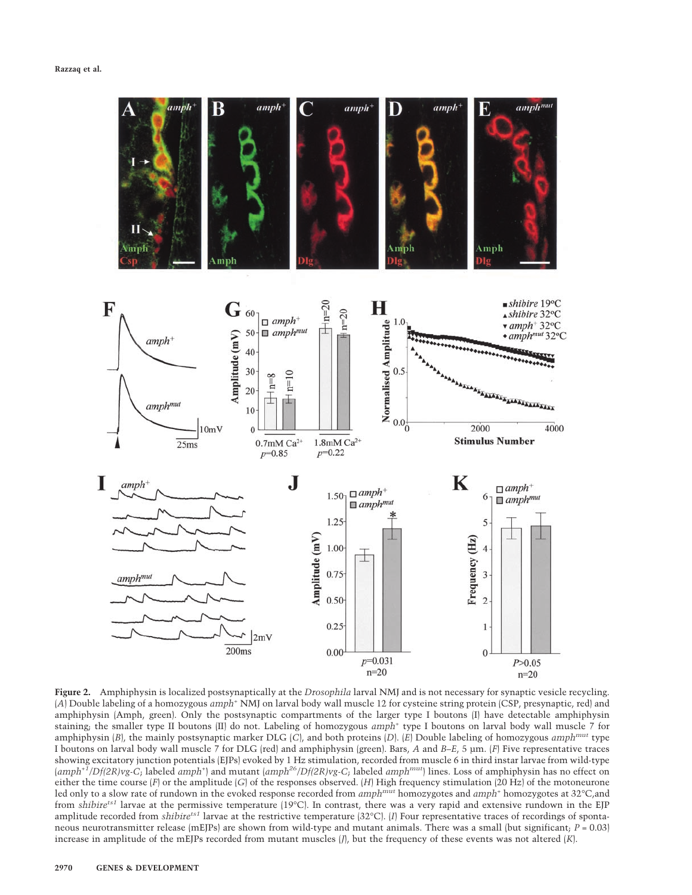**Figure 2.** Amphiphysin is localized postsynaptically at the *Drosophila* larval NMJ and is not necessary for synaptic vesicle recycling. (*A*) Double labeling of a homozygous $amph^{+}$ NMJ on larval body wall muscle 12 for cysteine string protein (CSP, presynaptic, red) and amphiphysin (Amph, green). Only the postsynaptic compartments of the larger type I boutons (I) have detectable amphiphysin staining; the smaller type II boutons (II) do not. Labeling of homozygous $amph^{+}$ type I boutons on larval body wall muscle 7 for amphiphysin (*B*), the mainly postsynaptic marker DLG (*C*), and both proteins (*D*). (*E*) Double labeling of homozygous $amph^{mut}$ type I boutons on larval body wall muscle 7 for DLG (red) and amphiphysin (green). Bars, *A* and *B*–*E*, 5 µm. (*F*) Five representative traces showing excitatory junction potentials (EJPs) evoked by 1 Hz stimulation, recorded from muscle 6 in third instar larvae from wild-type ($amph^{+1}/Df(2R)vg\text{-}C$; labeled $amph^{+}$) and mutant ($amph^{26}/Df(2R)vg\text{-}C$; labeled $amph^{mut}$) lines. Loss of amphiphysin has no effect on either the time course (*F*) or the amplitude (*G*) of the responses observed. (*H*) High frequency stimulation (20 Hz) of the motoneurone led only to a slow rate of rundown in the evoked response recorded from $amph^{mut}$ homozygotes and $amph^{+}$ homozygotes at 32°C,and from $shibire^{ts1}$ larvae at the permissive temperature (19°C). In contrast, there was a very rapid and extensive rundown in the EJP amplitude recorded from $shibire^{ts1}$ larvae at the restrictive temperature (32°C). (*I*) Four representative traces of recordings of spontaneous neurotransmitter release (mEJPs) are shown from wild-type and mutant animals. There was a small (but significant; $P = 0.03$) increase in amplitude of the mEJPs recorded from mutant muscles (*J*), but the frequency of these events was not altered (*K*).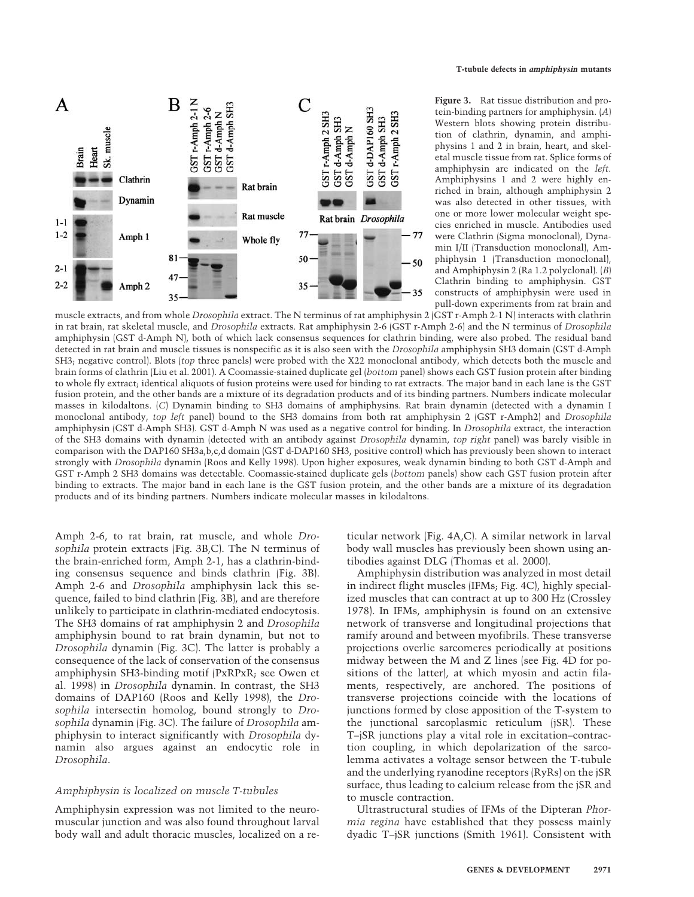**Figure 3.** Rat tissue distribution and protein-binding partners for amphiphysin. (*A*) Western blots showing protein distribution of clathrin, dynamin, and amphiphysins 1 and 2 in brain, heart, and skeletal muscle tissue from rat. Splice forms of amphiphysin are indicated on the *left.* Amphiphysins 1 and 2 were highly enriched in brain, although amphiphysin 2 was also detected in other tissues, with one or more lower molecular weight species enriched in muscle. Antibodies used were Clathrin (Sigma monoclonal), Dynamin I/II (Transduction monoclonal), Amphiphysin 1 (Transduction monoclonal), and Amphiphysin 2 (Ra 1.2 polyclonal). (*B*) Clathrin binding to amphiphysin. GST constructs of amphiphysin were used in pull-down experiments from rat brain and muscle extracts, and from whole *Drosophila* extract. The N terminus of rat amphiphysin 2 (GST r-Amph 2-1 N) interacts with clathrin in rat brain, rat skeletal muscle, and *Drosophila* extracts. Rat amphiphysin 2-6 (GST r-Amph 2-6) and the N terminus of *Drosophila* amphiphysin (GST d-Amph N), both of which lack consensus sequences for clathrin binding, were also probed. The residual band detected in rat brain and muscle tissues is nonspecific as it is also seen with the *Drosophila* amphiphysin SH3 domain (GST d-Amph SH3; negative control). Blots (*top* three panels) were probed with the X22 monoclonal antibody, which detects both the muscle and brain forms of clathrin (Liu et al. 2001). A Coomassie-stained duplicate gel (*bottom* panel) shows each GST fusion protein after binding to whole fly extract; identical aliquots of fusion proteins were used for binding to rat extracts. The major band in each lane is the GST fusion protein, and the other bands are a mixture of its degradation products and of its binding partners. Numbers indicate molecular masses in kilodaltons. (*C*) Dynamin binding to SH3 domains of amphiphysins. Rat brain dynamin (detected with a dynamin I monoclonal antibody, *top left* panel) bound to the SH3 domains from both rat amphiphysin 2 (GST r-Amph2) and *Drosophila* amphiphysin (GST d-Amph SH3). GST d-Amph N was used as a negative control for binding. In *Drosophila* extract, the interaction of the SH3 domains with dynamin (detected with an antibody against *Drosophila* dynamin, *top right* panel) was barely visible in comparison with the DAP160 SH3a,b,c,d domain (GST d-DAP160 SH3, positive control) which has previously been shown to interact strongly with *Drosophila* dynamin (Roos and Kelly 1998). Upon higher exposures, weak dynamin binding to both GST d-Amph and GST r-Amph 2 SH3 domains was detectable. Coomassie-stained duplicate gels (*bottom* panels) show each GST fusion protein after binding to extracts. The major band in each lane is the GST fusion protein, and the other bands are a mixture of its degradation products and of its binding partners. Numbers indicate molecular masses in kilodaltons.

Amph 2-6, to rat brain, rat muscle, and whole *Drosophila* protein extracts (Fig. 3B,C). The N terminus of the brain-enriched form, Amph 2-1, has a clathrin-binding consensus sequence and binds clathrin (Fig. 3B). Amph 2-6 and *Drosophila* amphiphysin lack this sequence, failed to bind clathrin (Fig. 3B), and are therefore unlikely to participate in clathrin-mediated endocytosis. The SH3 domains of rat amphiphysin 2 and *Drosophila* amphiphysin bound to rat brain dynamin, but not to *Drosophila* dynamin (Fig. 3C). The latter is probably a consequence of the lack of conservation of the consensus amphiphysin SH3-binding motif (PxRPxR; see Owen et al. 1998) in *Drosophila* dynamin. In contrast, the SH3 domains of DAP160 (Roos and Kelly 1998), the *Drosophila* intersectin homolog, bound strongly to *Drosophila* dynamin (Fig. 3C). The failure of *Drosophila* amphiphysin to interact significantly with *Drosophila* dynamin also argues against an endocytic role in *Drosophila*.

### *Amphiphysin is localized on muscle T-tubules*

Amphiphysin expression was not limited to the neuromuscular junction and was also found throughout larval body wall and adult thoracic muscles, localized on a reticular network (Fig. 4A,C). A similar network in larval body wall muscles has previously been shown using antibodies against DLG (Thomas et al. 2000).

Amphiphysin distribution was analyzed in most detail in indirect flight muscles (IFMs; Fig. 4C), highly specialized muscles that can contract at up to 300 Hz (Crossley 1978). In IFMs, amphiphysin is found on an extensive network of transverse and longitudinal projections that ramify around and between myofibrils. These transverse projections overlie sarcomeres periodically at positions midway between the M and Z lines (see Fig. 4D for positions of the latter), at which myosin and actin filaments, respectively, are anchored. The positions of transverse projections coincide with the locations of junctions formed by close apposition of the T-system to the junctional sarcoplasmic reticulum (jSR). These T–jSR junctions play a vital role in excitation–contraction coupling, in which depolarization of the sarcolemma activates a voltage sensor between the T-tubule and the underlying ryanodine receptors (RyRs) on the jSR surface, thus leading to calcium release from the jSR and to muscle contraction.

Ultrastructural studies of IFMs of the Dipteran *Phormia regina* have established that they possess mainly dyadic T–jSR junctions (Smith 1961). Consistent with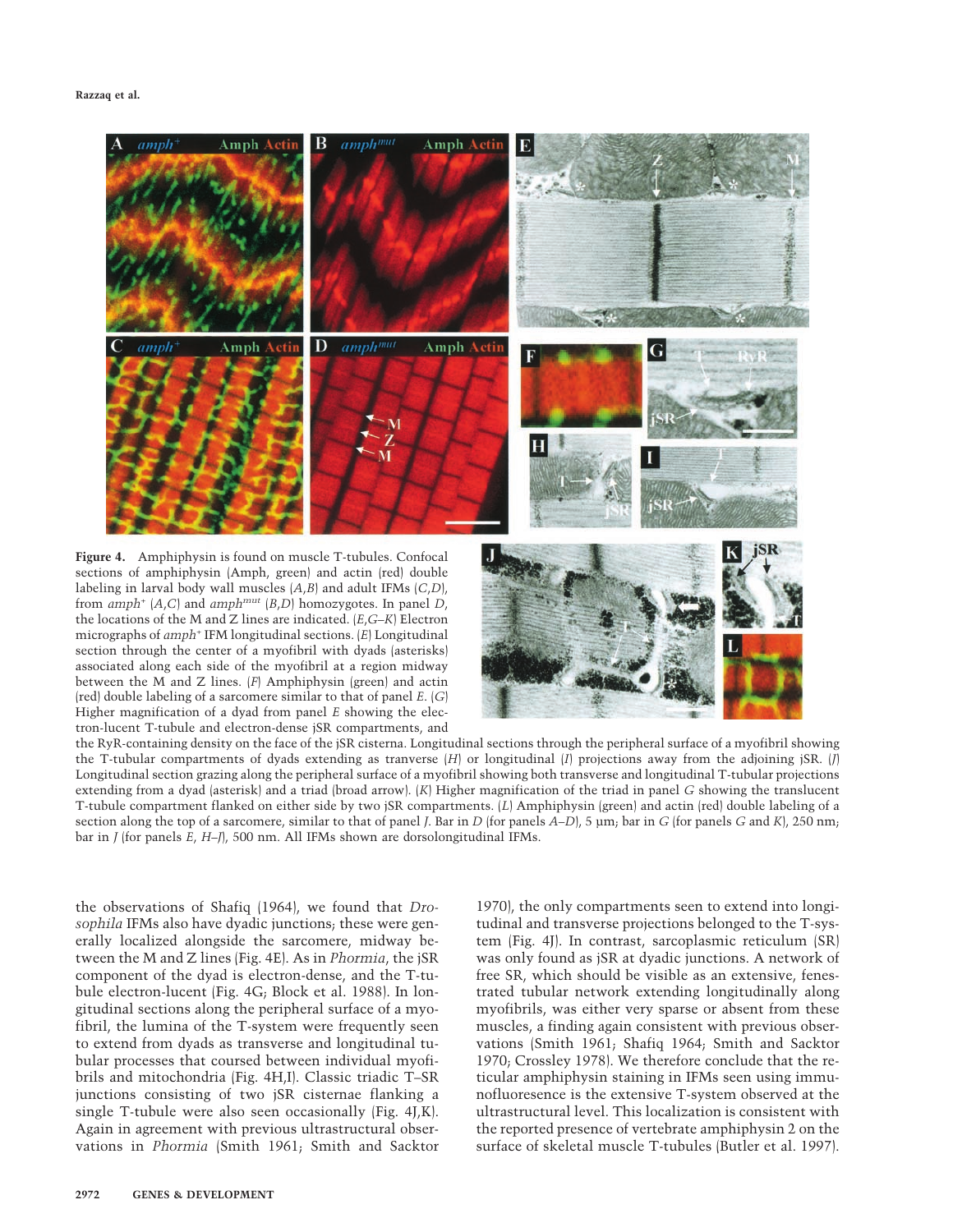**Figure 4.** Amphiphysin is found on muscle T-tubules. Confocal sections of amphiphysin (Amph, green) and actin (red) double labeling in larval body wall muscles (*A*,*B*) and adult IFMs (*C*,*D*), from *amph*⁺ (*A*,*C*) and *amph*$^{mut}$ (*B*,*D*) homozygotes. In panel *D*, the locations of the M and Z lines are indicated. (*E*,*G*–*K*) Electron micrographs of *amph*⁺ IFM longitudinal sections. (*E*) Longitudinal section through the center of a myofibril with dyads (asterisks) associated along each side of the myofibril at a region midway between the M and Z lines. (*F*) Amphiphysin (green) and actin (red) double labeling of a sarcomere similar to that of panel *E*. (*G*) Higher magnification of a dyad from panel *E* showing the electron-lucent T-tubule and electron-dense jSR compartments, and the RyR-containing density on the face of the jSR cisterna. Longitudinal sections through the peripheral surface of a myofibril showing the T-tubular compartments of dyads extending as tranverse (*H*) or longitudinal (*I*) projections away from the adjoining jSR. (*J*) Longitudinal section grazing along the peripheral surface of a myofibril showing both transverse and longitudinal T-tubular projections extending from a dyad (asterisk) and a triad (broad arrow). (*K*) Higher magnification of the triad in panel *G* showing the translucent T-tubule compartment flanked on either side by two jSR compartments. (*L*) Amphiphysin (green) and actin (red) double labeling of a section along the top of a sarcomere, similar to that of panel *J*. Bar in *D* (for panels *A*–*D*), 5 µm; bar in *G* (for panels *G* and *K*), 250 nm; bar in *J* (for panels *E*, *H*–*J*), 500 nm. All IFMs shown are dorsolongitudinal IFMs.

the observations of Shafiq (1964), we found that *Drosophila* IFMs also have dyadic junctions; these were generally localized alongside the sarcomere, midway between the M and Z lines (Fig. 4E). As in *Phormia*, the jSR component of the dyad is electron-dense, and the T-tubule electron-lucent (Fig. 4G; Block et al. 1988). In longitudinal sections along the peripheral surface of a myofibril, the lumina of the T-system were frequently seen to extend from dyads as transverse and longitudinal tubular processes that coursed between individual myofibrils and mitochondria (Fig. 4H,I). Classic triadic T–SR junctions consisting of two jSR cisternae flanking a single T-tubule were also seen occasionally (Fig. 4J,K). Again in agreement with previous ultrastructural observations in *Phormia* (Smith 1961; Smith and Sacktor 1970), the only compartments seen to extend into longitudinal and transverse projections belonged to the T-system (Fig. 4J). In contrast, sarcoplasmic reticulum (SR) was only found as jSR at dyadic junctions. A network of free SR, which should be visible as an extensive, fenestrated tubular network extending longitudinally along myofibrils, was either very sparse or absent from these muscles, a finding again consistent with previous observations (Smith 1961; Shafiq 1964; Smith and Sacktor 1970; Crossley 1978). We therefore conclude that the reticular amphiphysin staining in IFMs seen using immunofluoresence is the extensive T-system observed at the ultrastructural level. This localization is consistent with the reported presence of vertebrate amphiphysin 2 on the surface of skeletal muscle T-tubules (Butler et al. 1997).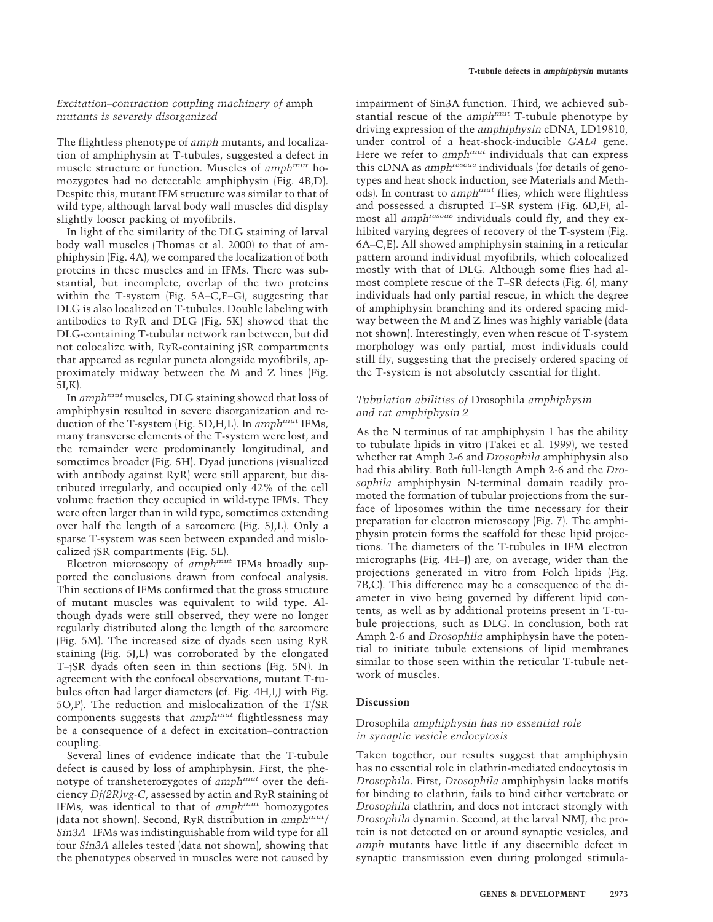### *Excitation–contraction coupling machinery of* amph *mutants is severely disorganized*

The flightless phenotype of *amph* mutants, and localization of amphiphysin at T-tubules, suggested a defect in muscle structure or function. Muscles of $amph^{mut}$ homozygotes had no detectable amphiphysin (Fig. 4B,D). Despite this, mutant IFM structure was similar to that of wild type, although larval body wall muscles did display slightly looser packing of myofibrils.

In light of the similarity of the DLG staining of larval body wall muscles (Thomas et al. 2000) to that of amphiphysin (Fig. 4A), we compared the localization of both proteins in these muscles and in IFMs. There was substantial, but incomplete, overlap of the two proteins within the T-system (Fig. 5A–C,E–G), suggesting that DLG is also localized on T-tubules. Double labeling with antibodies to RyR and DLG (Fig. 5K) showed that the DLG-containing T-tubular network ran between, but did not colocalize with, RyR-containing jSR compartments that appeared as regular puncta alongside myofibrils, approximately midway between the M and Z lines (Fig. 5I,K).

In $amph^{mut}$ muscles, DLG staining showed that loss of amphiphysin resulted in severe disorganization and reduction of the T-system (Fig. 5D,H,L). In $amph^{mut}$ IFMs, many transverse elements of the T-system were lost, and the remainder were predominantly longitudinal, and sometimes broader (Fig. 5H). Dyad junctions (visualized with antibody against RyR) were still apparent, but distributed irregularly, and occupied only 42% of the cell volume fraction they occupied in wild-type IFMs. They were often larger than in wild type, sometimes extending over half the length of a sarcomere (Fig. 5J,L). Only a sparse T-system was seen between expanded and mislocalized jSR compartments (Fig. 5L).

Electron microscopy of $amph^{mut}$ IFMs broadly supported the conclusions drawn from confocal analysis. Thin sections of IFMs confirmed that the gross structure of mutant muscles was equivalent to wild type. Although dyads were still observed, they were no longer regularly distributed along the length of the sarcomere (Fig. 5M). The increased size of dyads seen using RyR staining (Fig. 5J,L) was corroborated by the elongated T–jSR dyads often seen in thin sections (Fig. 5N). In agreement with the confocal observations, mutant T-tubules often had larger diameters (cf. Fig. 4H,I,J with Fig. 5O,P). The reduction and mislocalization of the T/SR components suggests that $amph^{mut}$ flightlessness may be a consequence of a defect in excitation–contraction coupling.

Several lines of evidence indicate that the T-tubule defect is caused by loss of amphiphysin. First, the phenotype of transheterozygotes of $amph^{mut}$ over the deficiency *Df(2R)vg-C*, assessed by actin and RyR staining of IFMs, was identical to that of $amph^{mut}$ homozygotes (data not shown). Second, RyR distribution in $amph^{mut}/Sin3A^{-}$ IFMs was indistinguishable from wild type for all four *Sin3A* alleles tested (data not shown), showing that the phenotypes observed in muscles were not caused by impairment of Sin3A function. Third, we achieved substantial rescue of the $amph^{mut}$ T-tubule phenotype by driving expression of the *amphiphysin* cDNA, LD19810, under control of a heat-shock-inducible *GAL4* gene. Here we refer to $amph^{mut}$ individuals that can express this cDNA as $amph^{rescue}$ individuals (for details of genotypes and heat shock induction, see Materials and Methods). In contrast to $amph^{mut}$ flies, which were flightless and possessed a disrupted T–SR system (Fig. 6D,F), almost all $amph^{rescue}$ individuals could fly, and they exhibited varying degrees of recovery of the T-system (Fig. 6A–C,E). All showed amphiphysin staining in a reticular pattern around individual myofibrils, which colocalized mostly with that of DLG. Although some flies had almost complete rescue of the T–SR defects (Fig. 6), many individuals had only partial rescue, in which the degree of amphiphysin branching and its ordered spacing midway between the M and Z lines was highly variable (data not shown). Interestingly, even when rescue of T-system morphology was only partial, most individuals could still fly, suggesting that the precisely ordered spacing of the T-system is not absolutely essential for flight.

### *Tubulation abilities of* Drosophila *amphiphysin and rat amphiphysin 2*

As the N terminus of rat amphiphysin 1 has the ability to tubulate lipids in vitro (Takei et al. 1999), we tested whether rat Amph 2-6 and *Drosophila* amphiphysin also had this ability. Both full-length Amph 2-6 and the *Drosophila* amphiphysin N-terminal domain readily promoted the formation of tubular projections from the surface of liposomes within the time necessary for their preparation for electron microscopy (Fig. 7). The amphiphysin protein forms the scaffold for these lipid projections. The diameters of the T-tubules in IFM electron micrographs (Fig. 4H–J) are, on average, wider than the projections generated in vitro from Folch lipids (Fig. 7B,C). This difference may be a consequence of the diameter in vivo being governed by different lipid contents, as well as by additional proteins present in T-tubule projections, such as DLG. In conclusion, both rat Amph 2-6 and *Drosophila* amphiphysin have the potential to initiate tubule extensions of lipid membranes similar to those seen within the reticular T-tubule network of muscles.

## Discussion

### Drosophila *amphiphysin has no essential role in synaptic vesicle endocytosis*

Taken together, our results suggest that amphiphysin has no essential role in clathrin-mediated endocytosis in *Drosophila*. First, *Drosophila* amphiphysin lacks motifs for binding to clathrin, fails to bind either vertebrate or *Drosophila* clathrin, and does not interact strongly with *Drosophila* dynamin. Second, at the larval NMJ, the protein is not detected on or around synaptic vesicles, and *amph* mutants have little if any discernible defect in synaptic transmission even during prolonged stimula-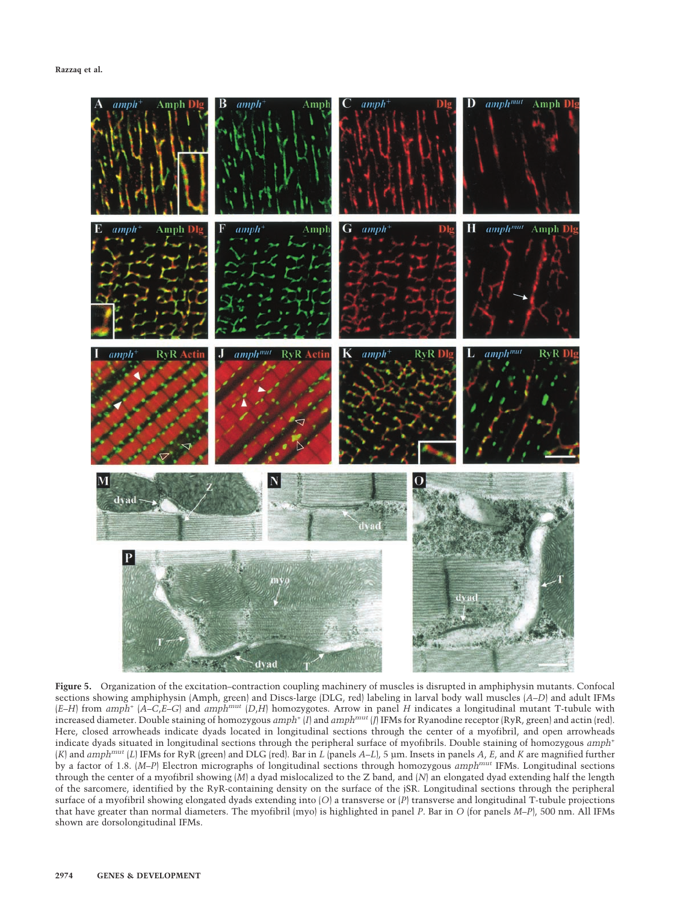**Figure 5.** Organization of the excitation–contraction coupling machinery of muscles is disrupted in amphiphysin mutants. Confocal sections showing amphiphysin (Amph, green) and Discs-large (DLG, red) labeling in larval body wall muscles (*A–D*) and adult IFMs (*E–H*) from *amph*$^{+}$ (*A–C,E–G*) and *amph*$^{mut}$ (*D,H*) homozygotes. Arrow in panel *H* indicates a longitudinal mutant T-tubule with increased diameter. Double staining of homozygous *amph*$^{+}$ (*I*) and *amph*$^{mut}$ (*J*) IFMs for Ryanodine receptor (RyR, green) and actin (red). Here, closed arrowheads indicate dyads located in longitudinal sections through the center of a myofibril, and open arrowheads indicate dyads situated in longitudinal sections through the peripheral surface of myofibrils. Double staining of homozygous *amph*$^{+}$ (*K*) and *amph*$^{mut}$ (*L*) IFMs for RyR (green) and DLG (red). Bar in *L* (panels *A–L*), 5 µm. Insets in panels *A*, *E*, and *K* are magnified further by a factor of 1.8. (*M–P*) Electron micrographs of longitudinal sections through homozygous *amph*$^{mut}$ IFMs. Longitudinal sections through the center of a myofibril showing (*M*) a dyad mislocalized to the Z band, and (*N*) an elongated dyad extending half the length of the sarcomere, identified by the RyR-containing density on the surface of the jSR. Longitudinal sections through the peripheral surface of a myofibril showing elongated dyads extending into (*O*) a transverse or (*P*) transverse and longitudinal T-tubule projections that have greater than normal diameters. The myofibril (myo) is highlighted in panel *P*. Bar in *O* (for panels *M–P*), 500 nm. All IFMs shown are dorsolongitudinal IFMs.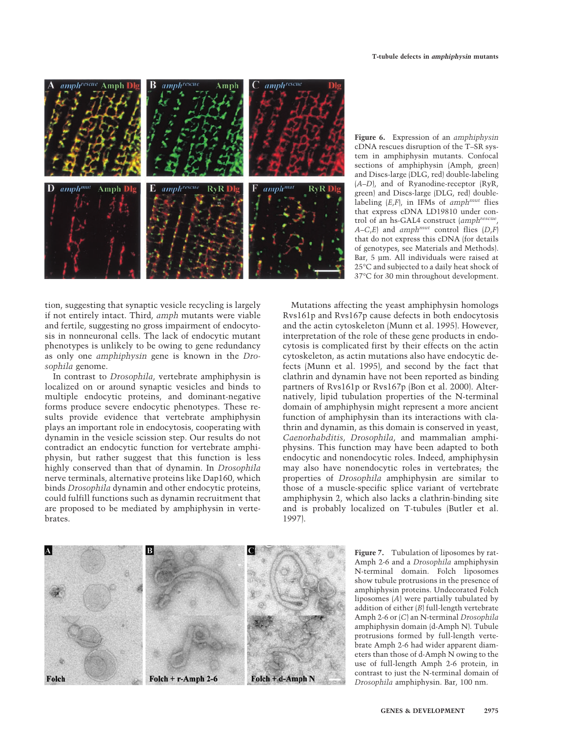**Figure 6.** Expression of an *amphiphysin* cDNA rescues disruption of the T–SR system in amphiphysin mutants. Confocal sections of amphiphysin (Amph, green) and Discs-large (DLG, red) double-labeling (*A–D*), and of Ryanodine-receptor (RyR, green) and Discs-large (DLG, red) double-labeling (*E,F*), in IFMs of $amph^{mut}$ flies that express cDNA LD19810 under control of an hs-GAL4 construct ($amph^{rescue}$, *A–C,E*) and $amph^{mut}$ control flies (*D,F*) that do not express this cDNA (for details of genotypes, see Materials and Methods). Bar, 5 µm. All individuals were raised at 25°C and subjected to a daily heat shock of 37°C for 30 min throughout development.

tion, suggesting that synaptic vesicle recycling is largely if not entirely intact. Third, *amph* mutants were viable and fertile, suggesting no gross impairment of endocytosis in nonneuronal cells. The lack of endocytic mutant phenotypes is unlikely to be owing to gene redundancy as only one *amphiphysin* gene is known in the *Drosophila* genome.

In contrast to *Drosophila*, vertebrate amphiphysin is localized on or around synaptic vesicles and binds to multiple endocytic proteins, and dominant-negative forms produce severe endocytic phenotypes. These results provide evidence that vertebrate amphiphysin plays an important role in endocytosis, cooperating with dynamin in the vesicle scission step. Our results do not contradict an endocytic function for vertebrate amphiphysin, but rather suggest that this function is less highly conserved than that of dynamin. In *Drosophila* nerve terminals, alternative proteins like Dap160, which binds *Drosophila* dynamin and other endocytic proteins, could fulfill functions such as dynamin recruitment that are proposed to be mediated by amphiphysin in vertebrates.

Mutations affecting the yeast amphiphysin homologs Rvs161p and Rvs167p cause defects in both endocytosis and the actin cytoskeleton (Munn et al. 1995). However, interpretation of the role of these gene products in endocytosis is complicated first by their effects on the actin cytoskeleton, as actin mutations also have endocytic defects (Munn et al. 1995), and second by the fact that clathrin and dynamin have not been reported as binding partners of Rvs161p or Rvs167p (Bon et al. 2000). Alternatively, lipid tubulation properties of the N-terminal domain of amphiphysin might represent a more ancient function of amphiphysin than its interactions with clathrin and dynamin, as this domain is conserved in yeast, *Caenorhabditis*, *Drosophila*, and mammalian amphiphysins. This function may have been adapted to both endocytic and nonendocytic roles. Indeed, amphiphysin may also have nonendocytic roles in vertebrates; the properties of *Drosophila* amphiphysin are similar to those of a muscle-specific splice variant of vertebrate amphiphysin 2, which also lacks a clathrin-binding site and is probably localized on T-tubules (Butler et al. 1997).

**Figure 7.** Tubulation of liposomes by rat-Amph 2-6 and a *Drosophila* amphiphysin N-terminal domain. Folch liposomes show tubule protrusions in the presence of amphiphysin proteins. Undecorated Folch liposomes (*A*) were partially tubulated by addition of either (*B*) full-length vertebrate Amph 2-6 or (*C*) an N-terminal *Drosophila* amphiphysin domain (d-Amph N). Tubule protrusions formed by full-length vertebrate Amph 2-6 had wider apparent diameters than those of d-Amph N owing to the use of full-length Amph 2-6 protein, in contrast to just the N-terminal domain of *Drosophila* amphiphysin. Bar, 100 nm.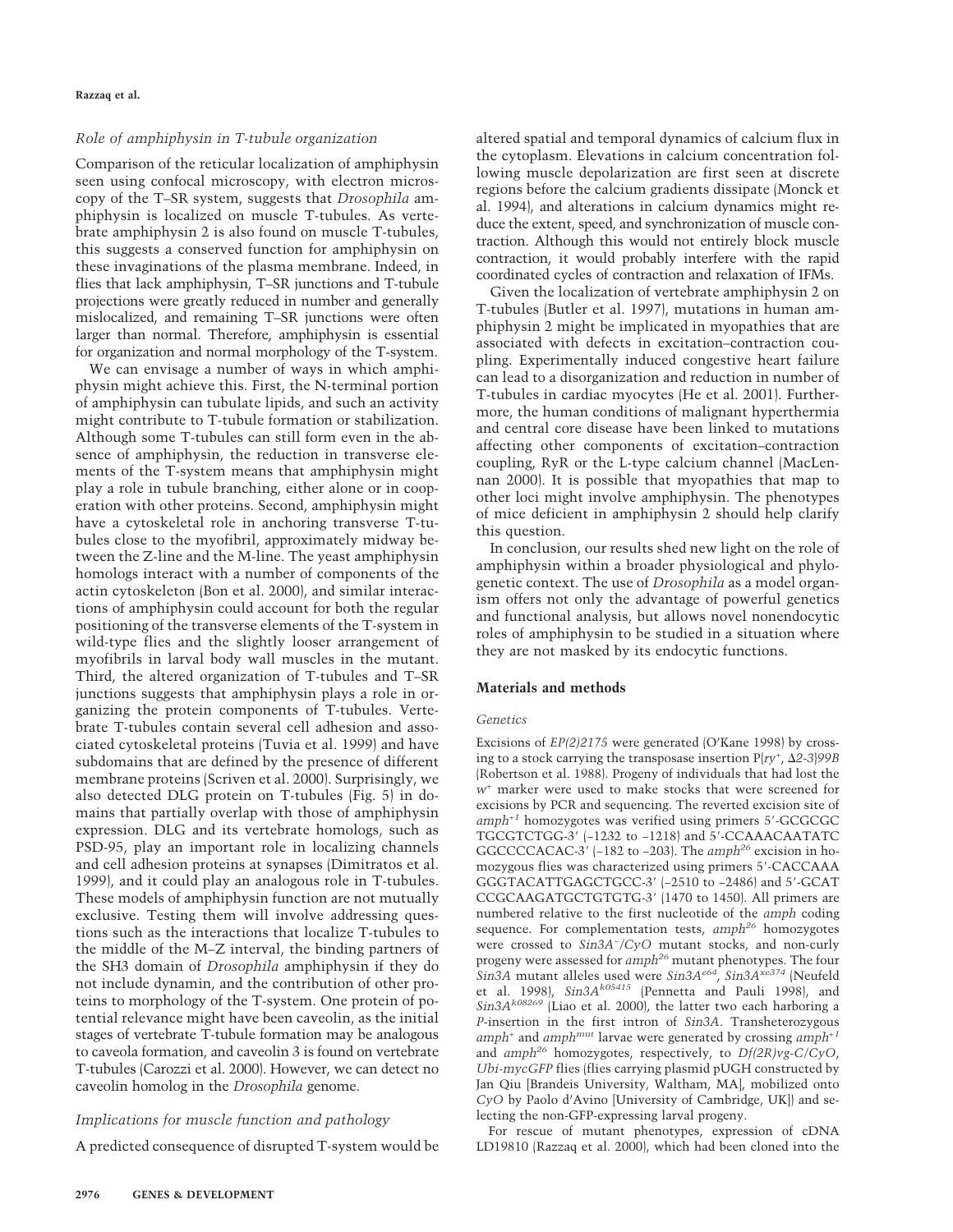### *Role of amphiphysin in T-tubule organization*

Comparison of the reticular localization of amphiphysin seen using confocal microscopy, with electron microscopy of the T–SR system, suggests that *Drosophila* amphiphysin is localized on muscle T-tubules. As vertebrate amphiphysin 2 is also found on muscle T-tubules, this suggests a conserved function for amphiphysin on these invaginations of the plasma membrane. Indeed, in flies that lack amphiphysin, T–SR junctions and T-tubule projections were greatly reduced in number and generally mislocalized, and remaining T–SR junctions were often larger than normal. Therefore, amphiphysin is essential for organization and normal morphology of the T-system.

We can envisage a number of ways in which amphiphysin might achieve this. First, the N-terminal portion of amphiphysin can tubulate lipids, and such an activity might contribute to T-tubule formation or stabilization. Although some T-tubules can still form even in the absence of amphiphysin, the reduction in transverse elements of the T-system means that amphiphysin might play a role in tubule branching, either alone or in cooperation with other proteins. Second, amphiphysin might have a cytoskeletal role in anchoring transverse T-tubules close to the myofibril, approximately midway between the Z-line and the M-line. The yeast amphiphysin homologs interact with a number of components of the actin cytoskeleton (Bon et al. 2000), and similar interactions of amphiphysin could account for both the regular positioning of the transverse elements of the T-system in wild-type flies and the slightly looser arrangement of myofibrils in larval body wall muscles in the mutant. Third, the altered organization of T-tubules and T–SR junctions suggests that amphiphysin plays a role in organizing the protein components of T-tubules. Vertebrate T-tubules contain several cell adhesion and associated cytoskeletal proteins (Tuvia et al. 1999) and have subdomains that are defined by the presence of different membrane proteins (Scriven et al. 2000). Surprisingly, we also detected DLG protein on T-tubules (Fig. 5) in domains that partially overlap with those of amphiphysin expression. DLG and its vertebrate homologs, such as PSD-95, play an important role in localizing channels and cell adhesion proteins at synapses (Dimitratos et al. 1999), and it could play an analogous role in T-tubules. These models of amphiphysin function are not mutually exclusive. Testing them will involve addressing questions such as the interactions that localize T-tubules to the middle of the M–Z interval, the binding partners of the SH3 domain of *Drosophila* amphiphysin if they do not include dynamin, and the contribution of other proteins to morphology of the T-system. One protein of potential relevance might have been caveolin, as the initial stages of vertebrate T-tubule formation may be analogous to caveola formation, and caveolin 3 is found on vertebrate T-tubules (Carozzi et al. 2000). However, we can detect no caveolin homolog in the *Drosophila* genome.

### *Implications for muscle function and pathology*

A predicted consequence of disrupted T-system would be altered spatial and temporal dynamics of calcium flux in the cytoplasm. Elevations in calcium concentration following muscle depolarization are first seen at discrete regions before the calcium gradients dissipate (Monck et al. 1994), and alterations in calcium dynamics might reduce the extent, speed, and synchronization of muscle contraction. Although this would not entirely block muscle contraction, it would probably interfere with the rapid coordinated cycles of contraction and relaxation of IFMs.

Given the localization of vertebrate amphiphysin 2 on T-tubules (Butler et al. 1997), mutations in human amphiphysin 2 might be implicated in myopathies that are associated with defects in excitation–contraction coupling. Experimentally induced congestive heart failure can lead to a disorganization and reduction in number of T-tubules in cardiac myocytes (He et al. 2001). Furthermore, the human conditions of malignant hyperthermia and central core disease have been linked to mutations affecting other components of excitation–contraction coupling, RyR or the L-type calcium channel (MacLennan 2000). It is possible that myopathies that map to other loci might involve amphiphysin. The phenotypes of mice deficient in amphiphysin 2 should help clarify this question.

In conclusion, our results shed new light on the role of amphiphysin within a broader physiological and phylogenetic context. The use of *Drosophila* as a model organism offers not only the advantage of powerful genetics and functional analysis, but allows novel nonendocytic roles of amphiphysin to be studied in a situation where they are not masked by its endocytic functions.

## Materials and methods

### *Genetics*

Excisions of *EP(2)2175* were generated (O'Kane 1998) by crossing to a stock carrying the transposase insertion P{*ry*+, Δ*2-3*}*99B* (Robertson et al. 1988). Progeny of individuals that had lost the $w^+$ marker were used to make stocks that were screened for excisions by PCR and sequencing. The reverted excision site of $amph^{+1}$ homozygotes was verified using primers 5′-GCGCGC TGCGTCTGG-3′ (−1232 to −1218) and 5′-CCAAACAATATC GGCCCCACAC-3′ (−182 to −203). The $amph^{26}$ excision in homozygous flies was characterized using primers 5′-CACCAAA GGGTACATTGAGCTGCC-3′ (−2510 to −2486) and 5′-GCAT CCGCAAGATGCTGTGTG-3′ (1470 to 1450). All primers are numbered relative to the first nucleotide of the *amph* coding sequence. For complementation tests, $amph^{26}$ homozygotes were crossed to $Sin3A^-/CyO$ mutant stocks, and non-curly progeny were assessed for $amph^{26}$ mutant phenotypes. The four *Sin3A* mutant alleles used were $Sin3A^{e64}$, $Sin3A^{xe374}$ (Neufeld et al. 1998), $Sin3A^{k05415}$ (Pennetta and Pauli 1998), and $Sin3A^{k08269}$ (Liao et al. 2000), the latter two each harboring a *P*-insertion in the first intron of *Sin3A*. Transheterozygous $amph^+$ and $amph^{mut}$ larvae were generated by crossing $amph^{+1}$ and $amph^{26}$ homozygotes, respectively, to *Df(2R)vg-C/CyO*, *Ubi-mycGFP* flies (flies carrying plasmid pUGH constructed by Jan Qiu [Brandeis University, Waltham, MA], mobilized onto *CyO* by Paolo d'Avino [University of Cambridge, UK]) and selecting the non-GFP-expressing larval progeny.

For rescue of mutant phenotypes, expression of cDNA LD19810 (Razzaq et al. 2000), which had been cloned into the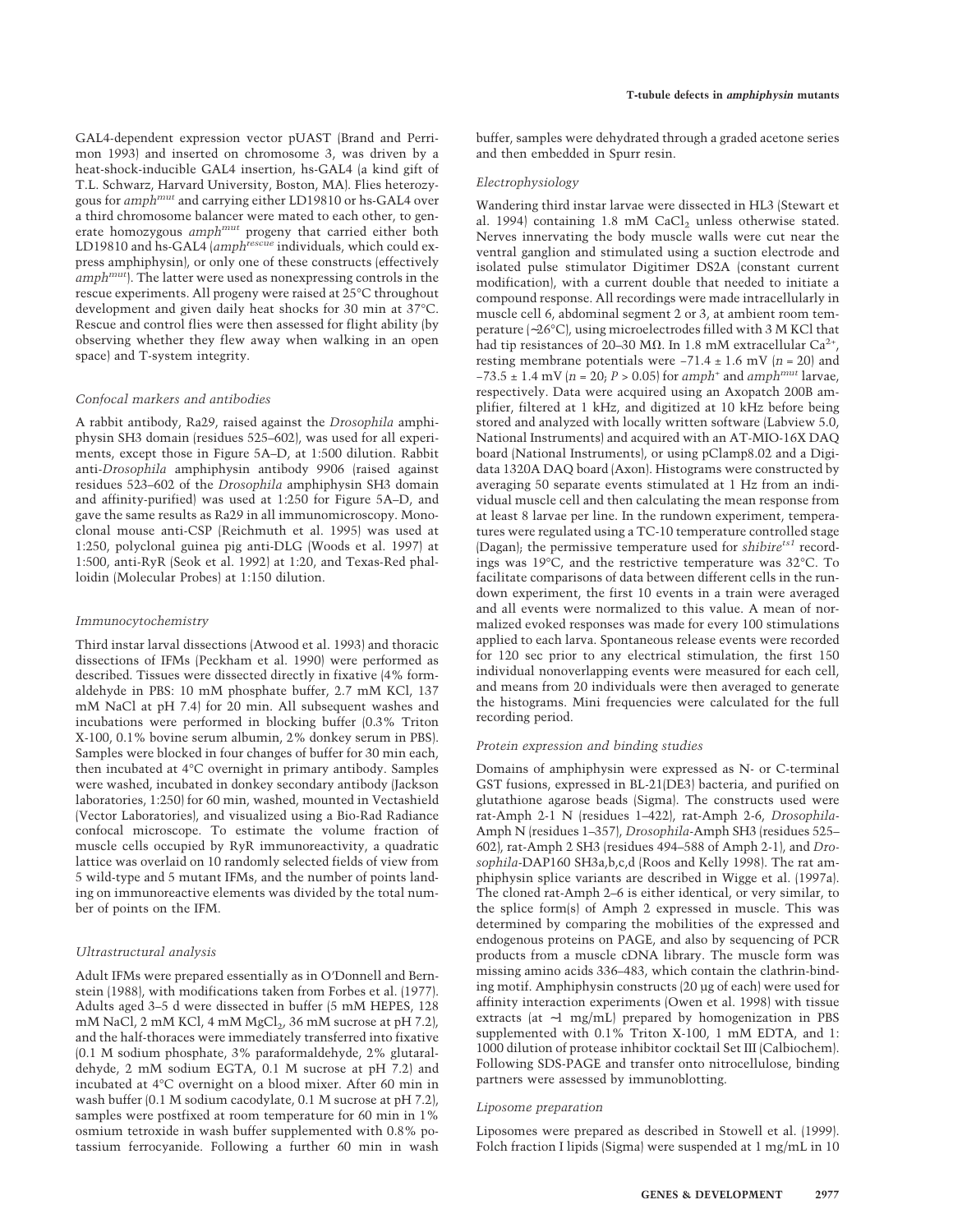GAL4-dependent expression vector pUAST (Brand and Perrimon 1993) and inserted on chromosome 3, was driven by a heat-shock-inducible GAL4 insertion, hs-GAL4 (a kind gift of T.L. Schwarz, Harvard University, Boston, MA). Flies heterozygous for $amph^{mut}$ and carrying either LD19810 or hs-GAL4 over a third chromosome balancer were mated to each other, to generate homozygous $amph^{mut}$ progeny that carried either both LD19810 and hs-GAL4 ($amph^{rescue}$ individuals, which could express amphiphysin), or only one of these constructs (effectively $amph^{mut}$). The latter were used as nonexpressing controls in the rescue experiments. All progeny were raised at 25°C throughout development and given daily heat shocks for 30 min at 37°C. Rescue and control flies were then assessed for flight ability (by observing whether they flew away when walking in an open space) and T-system integrity.

### Confocal markers and antibodies

A rabbit antibody, Ra29, raised against the *Drosophila* amphiphysin SH3 domain (residues 525–602), was used for all experiments, except those in Figure 5A–D, at 1:500 dilution. Rabbit anti-*Drosophila* amphiphysin antibody 9906 (raised against residues 523–602 of the *Drosophila* amphiphysin SH3 domain and affinity-purified) was used at 1:250 for Figure 5A–D, and gave the same results as Ra29 in all immunomicroscopy. Monoclonal mouse anti-CSP (Reichmuth et al. 1995) was used at 1:250, polyclonal guinea pig anti-DLG (Woods et al. 1997) at 1:500, anti-RyR (Seok et al. 1992) at 1:20, and Texas-Red phalloidin (Molecular Probes) at 1:150 dilution.

### Immunocytochemistry

Third instar larval dissections (Atwood et al. 1993) and thoracic dissections of IFMs (Peckham et al. 1990) were performed as described. Tissues were dissected directly in fixative (4% formaldehyde in PBS: 10 mM phosphate buffer, 2.7 mM KCl, 137 mM NaCl at pH 7.4) for 20 min. All subsequent washes and incubations were performed in blocking buffer (0.3% Triton X-100, 0.1% bovine serum albumin, 2% donkey serum in PBS). Samples were blocked in four changes of buffer for 30 min each, then incubated at 4°C overnight in primary antibody. Samples were washed, incubated in donkey secondary antibody (Jackson laboratories, 1:250) for 60 min, washed, mounted in Vectashield (Vector Laboratories), and visualized using a Bio-Rad Radiance confocal microscope. To estimate the volume fraction of muscle cells occupied by RyR immunoreactivity, a quadratic lattice was overlaid on 10 randomly selected fields of view from 5 wild-type and 5 mutant IFMs, and the number of points landing on immunoreactive elements was divided by the total number of points on the IFM.

### Ultrastructural analysis

Adult IFMs were prepared essentially as in O'Donnell and Bernstein (1988), with modifications taken from Forbes et al. (1977). Adults aged 3–5 d were dissected in buffer (5 mM HEPES, 128 mM NaCl, 2 mM KCl, 4 mM $MgCl_2$, 36 mM sucrose at pH 7.2), and the half-thoraces were immediately transferred into fixative (0.1 M sodium phosphate, 3% paraformaldehyde, 2% glutaraldehyde, 2 mM sodium EGTA, 0.1 M sucrose at pH 7.2) and incubated at 4°C overnight on a blood mixer. After 60 min in wash buffer (0.1 M sodium cacodylate, 0.1 M sucrose at pH 7.2), samples were postfixed at room temperature for 60 min in 1% osmium tetroxide in wash buffer supplemented with 0.8% potassium ferrocyanide. Following a further 60 min in wash buffer, samples were dehydrated through a graded acetone series and then embedded in Spurr resin.

### Electrophysiology

Wandering third instar larvae were dissected in HL3 (Stewart et al. 1994) containing 1.8 mM $CaCl_2$ unless otherwise stated. Nerves innervating the body muscle walls were cut near the ventral ganglion and stimulated using a suction electrode and isolated pulse stimulator Digitimer DS2A (constant current modification), with a current double that needed to initiate a compound response. All recordings were made intracellularly in muscle cell 6, abdominal segment 2 or 3, at ambient room temperature (~26°C), using microelectrodes filled with 3 M KCl that had tip resistances of 20–30 MΩ. In 1.8 mM extracellular $Ca^{2+}$, resting membrane potentials were $-71.4 \pm 1.6$ mV ($n = 20$) and $-73.5 \pm 1.4$ mV ($n = 20$; $P > 0.05$) for $amph^{+}$ and $amph^{mut}$ larvae, respectively. Data were acquired using an Axopatch 200B amplifier, filtered at 1 kHz, and digitized at 10 kHz before being stored and analyzed with locally written software (Labview 5.0, National Instruments) and acquired with an AT-MIO-16X DAQ board (National Instruments), or using pClamp8.02 and a Digidata 1320A DAQ board (Axon). Histograms were constructed by averaging 50 separate events stimulated at 1 Hz from an individual muscle cell and then calculating the mean response from at least 8 larvae per line. In the rundown experiment, temperatures were regulated using a TC-10 temperature controlled stage (Dagan); the permissive temperature used for $shibire^{ts1}$ recordings was 19°C, and the restrictive temperature was 32°C. To facilitate comparisons of data between different cells in the rundown experiment, the first 10 events in a train were averaged and all events were normalized to this value. A mean of normalized evoked responses was made for every 100 stimulations applied to each larva. Spontaneous release events were recorded for 120 sec prior to any electrical stimulation, the first 150 individual nonoverlapping events were measured for each cell, and means from 20 individuals were then averaged to generate the histograms. Mini frequencies were calculated for the full recording period.

### Protein expression and binding studies

Domains of amphiphysin were expressed as N- or C-terminal GST fusions, expressed in BL-21(DE3) bacteria, and purified on glutathione agarose beads (Sigma). The constructs used were rat-Amph 2-1 N (residues 1–422), rat-Amph 2-6, *Drosophila*-Amph N (residues 1–357), *Drosophila*-Amph SH3 (residues 525–602), rat-Amph 2 SH3 (residues 494–588 of Amph 2-1), and *Drosophila*-DAP160 SH3a,b,c,d (Roos and Kelly 1998). The rat amphiphysin splice variants are described in Wigge et al. (1997a). The cloned rat-Amph 2–6 is either identical, or very similar, to the splice form(s) of Amph 2 expressed in muscle. This was determined by comparing the mobilities of the expressed and endogenous proteins on PAGE, and also by sequencing of PCR products from a muscle cDNA library. The muscle form was missing amino acids 336–483, which contain the clathrin-binding motif. Amphiphysin constructs (20 µg of each) were used for affinity interaction experiments (Owen et al. 1998) with tissue extracts (at ~1 mg/mL) prepared by homogenization in PBS supplemented with 0.1% Triton X-100, 1 mM EDTA, and 1:1000 dilution of protease inhibitor cocktail Set III (Calbiochem). Following SDS-PAGE and transfer onto nitrocellulose, binding partners were assessed by immunoblotting.

### Liposome preparation

Liposomes were prepared as described in Stowell et al. (1999). Folch fraction I lipids (Sigma) were suspended at 1 mg/mL in 10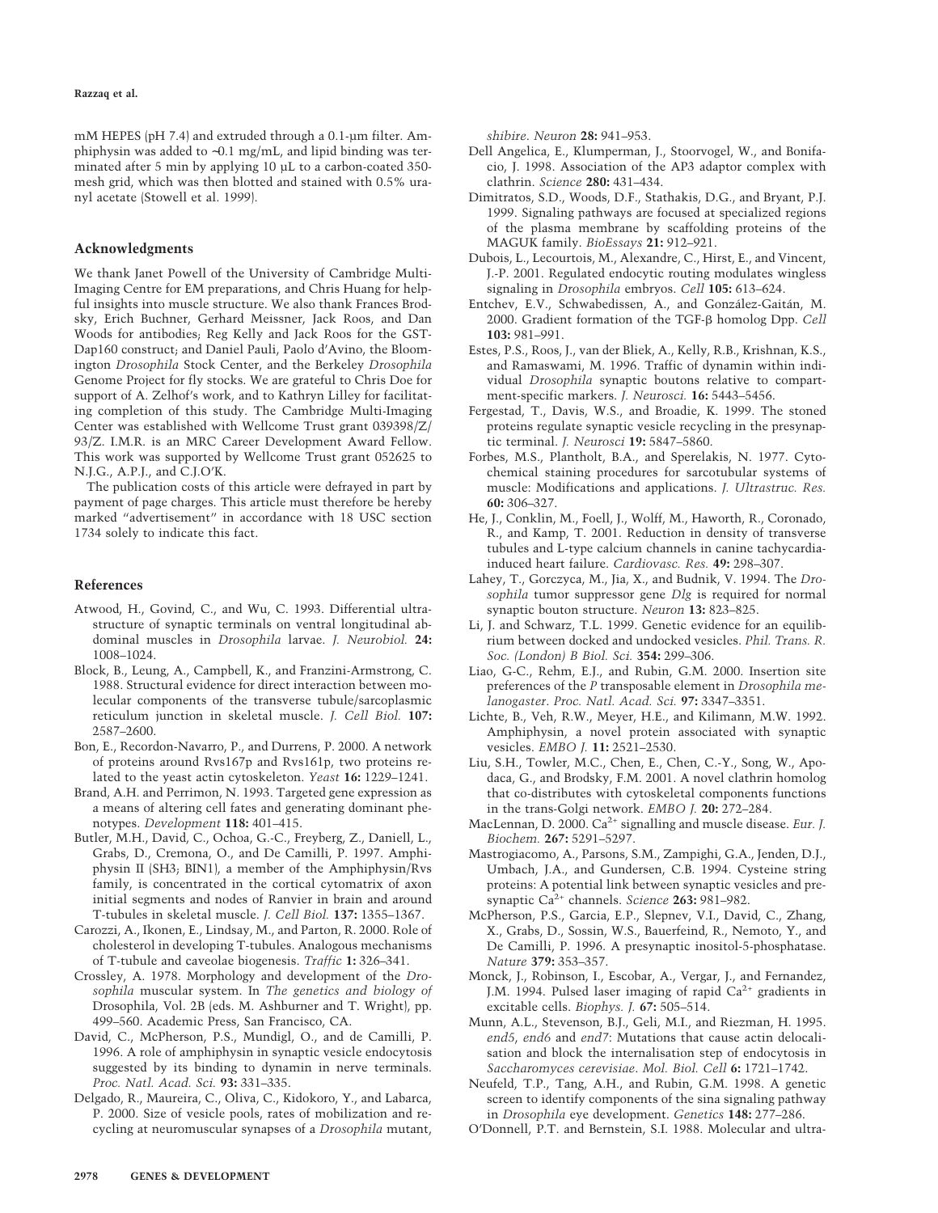mM HEPES (pH 7.4) and extruded through a 0.1-µm filter. Amphiphysin was added to ~0.1 mg/mL, and lipid binding was terminated after 5 min by applying 10 µL to a carbon-coated 350-mesh grid, which was then blotted and stained with 0.5% uranyl acetate (Stowell et al. 1999).

## Acknowledgments

We thank Janet Powell of the University of Cambridge Multi-Imaging Centre for EM preparations, and Chris Huang for helpful insights into muscle structure. We also thank Frances Brodsky, Erich Buchner, Gerhard Meissner, Jack Roos, and Dan Woods for antibodies; Reg Kelly and Jack Roos for the GST-Dap160 construct; and Daniel Pauli, Paolo d'Avino, the Bloomington *Drosophila* Stock Center, and the Berkeley *Drosophila* Genome Project for fly stocks. We are grateful to Chris Doe for support of A. Zelhof's work, and to Kathryn Lilley for facilitating completion of this study. The Cambridge Multi-Imaging Center was established with Wellcome Trust grant 039398/Z/93/Z. I.M.R. is an MRC Career Development Award Fellow. This work was supported by Wellcome Trust grant 052625 to N.J.G., A.P.J., and C.J.O'K.

The publication costs of this article were defrayed in part by payment of page charges. This article must therefore be hereby marked "advertisement" in accordance with 18 USC section 1734 solely to indicate this fact.

## References

Atwood, H., Govind, C., and Wu, C. 1993. Differential ultrastructure of synaptic terminals on ventral longitudinal abdominal muscles in *Drosophila* larvae. *J. Neurobiol.* **24:** 1008–1024.

Block, B., Leung, A., Campbell, K., and Franzini-Armstrong, C. 1988. Structural evidence for direct interaction between molecular components of the transverse tubule/sarcoplasmic reticulum junction in skeletal muscle. *J. Cell Biol.* **107:** 2587–2600.

Bon, E., Recordon-Navarro, P., and Durrens, P. 2000. A network of proteins around Rvs167p and Rvs161p, two proteins related to the yeast actin cytoskeleton. *Yeast* **16:** 1229–1241.

Brand, A.H. and Perrimon, N. 1993. Targeted gene expression as a means of altering cell fates and generating dominant phenotypes. *Development* **118:** 401–415.

Butler, M.H., David, C., Ochoa, G.-C., Freyberg, Z., Daniell, L., Grabs, D., Cremona, O., and De Camilli, P. 1997. Amphiphysin II (SH3; BIN1), a member of the Amphiphysin/Rvs family, is concentrated in the cortical cytomatrix of axon initial segments and nodes of Ranvier in brain and around T-tubules in skeletal muscle. *J. Cell Biol.* **137:** 1355–1367.

Carozzi, A., Ikonen, E., Lindsay, M., and Parton, R. 2000. Role of cholesterol in developing T-tubules. Analogous mechanisms of T-tubule and caveolae biogenesis. *Traffic* **1:** 326–341.

Crossley, A. 1978. Morphology and development of the *Drosophila* muscular system. In *The genetics and biology of* Drosophila, Vol. 2B (eds. M. Ashburner and T. Wright), pp. 499–560. Academic Press, San Francisco, CA.

David, C., McPherson, P.S., Mundigl, O., and de Camilli, P. 1996. A role of amphiphysin in synaptic vesicle endocytosis suggested by its binding to dynamin in nerve terminals. *Proc. Natl. Acad. Sci.* **93:** 331–335.

Delgado, R., Maureira, C., Oliva, C., Kidokoro, Y., and Labarca, P. 2000. Size of vesicle pools, rates of mobilization and recycling at neuromuscular synapses of a *Drosophila* mutant, *shibire*. *Neuron* **28:** 941–953.

Dell Angelica, E., Klumperman, J., Stoorvogel, W., and Bonifacio, J. 1998. Association of the AP3 adaptor complex with clathrin. *Science* **280:** 431–434.

Dimitratos, S.D., Woods, D.F., Stathakis, D.G., and Bryant, P.J. 1999. Signaling pathways are focused at specialized regions of the plasma membrane by scaffolding proteins of the MAGUK family. *BioEssays* **21:** 912–921.

Dubois, L., Lecourtois, M., Alexandre, C., Hirst, E., and Vincent, J.-P. 2001. Regulated endocytic routing modulates wingless signaling in *Drosophila* embryos. *Cell* **105:** 613–624.

Entchev, E.V., Schwabedissen, A., and González-Gaitán, M. 2000. Gradient formation of the TGF-β homolog Dpp. *Cell* **103:** 981–991.

Estes, P.S., Roos, J., van der Bliek, A., Kelly, R.B., Krishnan, K.S., and Ramaswami, M. 1996. Traffic of dynamin within individual *Drosophila* synaptic boutons relative to compartment-specific markers. *J. Neurosci.* **16:** 5443–5456.

Fergestad, T., Davis, W.S., and Broadie, K. 1999. The stoned proteins regulate synaptic vesicle recycling in the presynaptic terminal. *J. Neurosci* **19:** 5847–5860.

Forbes, M.S., Plantholt, B.A., and Sperelakis, N. 1977. Cytochemical staining procedures for sarcotubular systems of muscle: Modifications and applications. *J. Ultrastruc. Res.* **60:** 306–327.

He, J., Conklin, M., Foell, J., Wolff, M., Haworth, R., Coronado, R., and Kamp, T. 2001. Reduction in density of transverse tubules and L-type calcium channels in canine tachycardia-induced heart failure. *Cardiovasc. Res.* **49:** 298–307.

Lahey, T., Gorczyca, M., Jia, X., and Budnik, V. 1994. The *Drosophila* tumor suppressor gene *Dlg* is required for normal synaptic bouton structure. *Neuron* **13:** 823–825.

Li, J. and Schwarz, T.L. 1999. Genetic evidence for an equilibrium between docked and undocked vesicles. *Phil. Trans. R. Soc. (London) B Biol. Sci.* **354:** 299–306.

Liao, G-C., Rehm, E.J., and Rubin, G.M. 2000. Insertion site preferences of the *P* transposable element in *Drosophila melanogaster*. *Proc. Natl. Acad. Sci.* **97:** 3347–3351.

Lichte, B., Veh, R.W., Meyer, H.E., and Kilimann, M.W. 1992. Amphiphysin, a novel protein associated with synaptic vesicles. *EMBO J.* **11:** 2521–2530.

Liu, S.H., Towler, M.C., Chen, E., Chen, C.-Y., Song, W., Apodaca, G., and Brodsky, F.M. 2001. A novel clathrin homolog that co-distributes with cytoskeletal components functions in the trans-Golgi network. *EMBO J.* **20:** 272–284.

MacLennan, D. 2000. $Ca^{2+}$ signalling and muscle disease. *Eur. J. Biochem.* **267:** 5291–5297.

Mastrogiacomo, A., Parsons, S.M., Zampighi, G.A., Jenden, D.J., Umbach, J.A., and Gundersen, C.B. 1994. Cysteine string proteins: A potential link between synaptic vesicles and presynaptic $Ca^{2+}$ channels. *Science* **263:** 981–982.

McPherson, P.S., Garcia, E.P., Slepnev, V.I., David, C., Zhang, X., Grabs, D., Sossin, W.S., Bauerfeind, R., Nemoto, Y., and De Camilli, P. 1996. A presynaptic inositol-5-phosphatase. *Nature* **379:** 353–357.

Monck, J., Robinson, I., Escobar, A., Vergar, J., and Fernandez, J.M. 1994. Pulsed laser imaging of rapid $Ca^{2+}$ gradients in excitable cells. *Biophys. J.* **67:** 505–514.

Munn, A.L., Stevenson, B.J., Geli, M.I., and Riezman, H. 1995. *end5*, *end6* and *end7*: Mutations that cause actin delocalisation and block the internalisation step of endocytosis in *Saccharomyces cerevisiae*. *Mol. Biol. Cell* **6:** 1721–1742.

Neufeld, T.P., Tang, A.H., and Rubin, G.M. 1998. A genetic screen to identify components of the sina signaling pathway in *Drosophila* eye development. *Genetics* **148:** 277–286.

O'Donnell, P.T. and Bernstein, S.I. 1988. Molecular and ultra-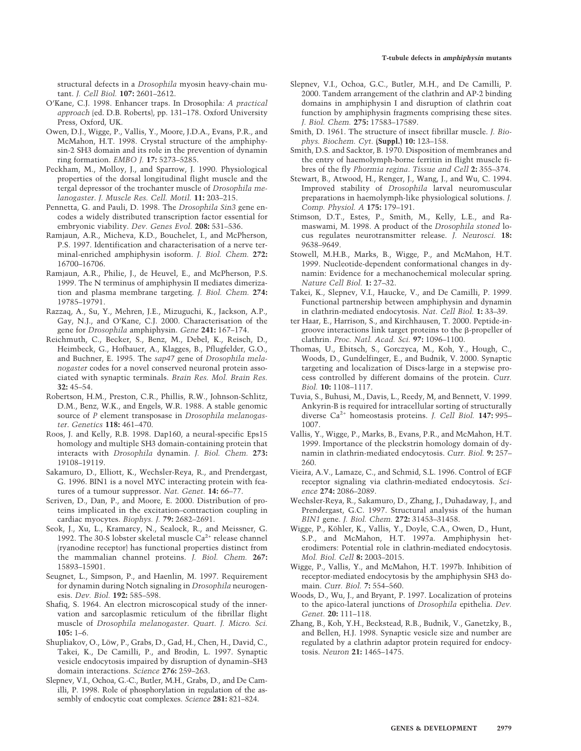structural defects in a *Drosophila* myosin heavy-chain mutant. *J. Cell Biol.* **107:** 2601–2612.

O'Kane, C.J. 1998. Enhancer traps. In Drosophila*: A practical approach* (ed. D.B. Roberts), pp. 131–178. Oxford University Press, Oxford, UK.

Owen, D.J., Wigge, P., Vallis, Y., Moore, J.D.A., Evans, P.R., and McMahon, H.T. 1998. Crystal structure of the amphiphysin-2 SH3 domain and its role in the prevention of dynamin ring formation. *EMBO J.* **17:** 5273–5285.

Peckham, M., Molloy, J., and Sparrow, J. 1990. Physiological properties of the dorsal longitudinal flight muscle and the tergal depressor of the trochanter muscle of *Drosophila melanogaster*. *J. Muscle Res. Cell. Motil.* **11:** 203–215.

Pennetta, G. and Pauli, D. 1998. The *Drosophila Sin3* gene encodes a widely distributed transcription factor essential for embryonic viability. *Dev. Genes Evol.* **208:** 531–536.

Ramjaun, A.R., Micheva, K.D., Bouchelet, I., and McPherson, P.S. 1997. Identification and characterisation of a nerve terminal-enriched amphiphysin isoform. *J. Biol. Chem.* **272:** 16700–16706.

Ramjaun, A.R., Philie, J., de Heuvel, E., and McPherson, P.S. 1999. The N terminus of amphiphysin II mediates dimerization and plasma membrane targeting. *J. Biol. Chem.* **274:** 19785–19791.

Razzaq, A., Su, Y., Mehren, J.E., Mizuguchi, K., Jackson, A.P., Gay, N.J., and O'Kane, C.J. 2000. Characterisation of the gene for *Drosophila* amphiphysin. *Gene* **241:** 167–174.

Reichmuth, C., Becker, S., Benz, M., Debel, K., Reisch, D., Heimbeck, G., Hofbauer, A., Klagges, B., Pflugfelder, G.O., and Buchner, E. 1995. The *sap47* gene of *Drosophila melanogaster* codes for a novel conserved neuronal protein associated with synaptic terminals. *Brain Res. Mol. Brain Res.* **32:** 45–54.

Robertson, H.M., Preston, C.R., Phillis, R.W., Johnson-Schlitz, D.M., Benz, W.K., and Engels, W.R. 1988. A stable genomic source of *P* element transposase in *Drosophila melanogaster*. *Genetics* **118:** 461–470.

Roos, J. and Kelly, R.B. 1998. Dap160, a neural-specific Eps15 homology and multiple SH3 domain-containing protein that interacts with *Drosophila* dynamin. *J. Biol. Chem.* **273:** 19108–19119.

Sakamuro, D., Elliott, K., Wechsler-Reya, R., and Prendergast, G. 1996. BIN1 is a novel MYC interacting protein with features of a tumour suppressor. *Nat. Genet.* **14:** 66–77.

Scriven, D., Dan, P., and Moore, E. 2000. Distribution of proteins implicated in the excitation–contraction coupling in cardiac myocytes. *Biophys. J.* **79:** 2682–2691.

Seok, J., Xu, L., Kramarcy, N., Sealock, R., and Meissner, G. 1992. The 30-S lobster skeletal muscle $Ca^{2+}$ release channel (ryanodine receptor) has functional properties distinct from the mammalian channel proteins. *J. Biol. Chem.* **267:** 15893–15901.

Seugnet, L., Simpson, P., and Haenlin, M. 1997. Requirement for dynamin during Notch signaling in *Drosophila* neurogenesis. *Dev. Biol.* **192:** 585–598.

Shafiq, S. 1964. An electron microscopical study of the innervation and sarcoplasmic reticulum of the fibrillar flight muscle of *Drosophila melanogaster*. *Quart. J. Micro. Sci.* **105:** 1–6.

Shupliakov, O., Löw, P., Grabs, D., Gad, H., Chen, H., David, C., Takei, K., De Camilli, P., and Brodin, L. 1997. Synaptic vesicle endocytosis impaired by disruption of dynamin–SH3 domain interactions. *Science* **276:** 259–263.

Slepnev, V.I., Ochoa, G.-C., Butler, M.H., Grabs, D., and De Camilli, P. 1998. Role of phosphorylation in regulation of the assembly of endocytic coat complexes. *Science* **281:** 821–824.

Slepnev, V.I., Ochoa, G.C., Butler, M.H., and De Camilli, P. 2000. Tandem arrangement of the clathrin and AP-2 binding domains in amphiphysin I and disruption of clathrin coat function by amphiphysin fragments comprising these sites. *J. Biol. Chem.* **275:** 17583–17589.

Smith, D. 1961. The structure of insect fibrillar muscle. *J. Biophys. Biochem. Cyt.* **(Suppl.) 10:** 123–158.

Smith, D.S. and Sacktor, B. 1970. Disposition of membranes and the entry of haemolymph-borne ferritin in flight muscle fibres of the fly *Phormia regina*. *Tissue and Cell* **2:** 355–374.

Stewart, B., Atwood, H., Renger, J., Wang, J., and Wu, C. 1994. Improved stability of *Drosophila* larval neuromuscular preparations in haemolymph-like physiological solutions. *J. Comp. Physiol. A* **175:** 179–191.

Stimson, D.T., Estes, P., Smith, M., Kelly, L.E., and Ramaswami, M. 1998. A product of the *Drosophila stoned* locus regulates neurotransmitter release. *J. Neurosci.* **18:** 9638–9649.

Stowell, M.H.B., Marks, B., Wigge, P., and McMahon, H.T. 1999. Nucleotide-dependent conformational changes in dynamin: Evidence for a mechanochemical molecular spring. *Nature Cell Biol.* **1:** 27–32.

Takei, K., Slepnev, V.I., Haucke, V., and De Camilli, P. 1999. Functional partnership between amphiphysin and dynamin in clathrin-mediated endocytosis. *Nat. Cell Biol.* **1:** 33–39.

ter Haar, E., Harrison, S., and Kirchhausen, T. 2000. Peptide-in-groove interactions link target proteins to the β-propeller of clathrin. *Proc. Natl. Acad. Sci.* **97:** 1096–1100.

Thomas, U., Ebitsch, S., Gorczyca, M., Koh, Y., Hough, C., Woods, D., Gundelfinger, E., and Budnik, V. 2000. Synaptic targeting and localization of Discs-large in a stepwise process controlled by different domains of the protein. *Curr. Biol.* **10:** 1108–1117.

Tuvia, S., Buhusi, M., Davis, L., Reedy, M, and Bennett, V. 1999. Ankyrin-B is required for intracellular sorting of structurally diverse $Ca^{2+}$ homeostasis proteins. *J. Cell Biol.* **147:** 995–1007.

Vallis, Y., Wigge, P., Marks, B., Evans, P.R., and McMahon, H.T. 1999. Importance of the pleckstrin homology domain of dynamin in clathrin-mediated endocytosis. *Curr. Biol.* **9:** 257–260.

Vieira, A.V., Lamaze, C., and Schmid, S.L. 1996. Control of EGF receptor signaling via clathrin-mediated endocytosis. *Science* **274:** 2086–2089.

Wechsler-Reya, R., Sakamuro, D., Zhang, J., Duhadaway, J., and Prendergast, G.C. 1997. Structural analysis of the human *BIN1* gene. *J. Biol. Chem.* **272:** 31453–31458.

Wigge, P., Köhler, K., Vallis, Y., Doyle, C.A., Owen, D., Hunt, S.P., and McMahon, H.T. 1997a. Amphiphysin heterodimers: Potential role in clathrin-mediated endocytosis. *Mol. Biol. Cell* **8:** 2003–2015.

Wigge, P., Vallis, Y., and McMahon, H.T. 1997b. Inhibition of receptor-mediated endocytosis by the amphiphysin SH3 domain. *Curr. Biol.* **7:** 554–560.

Woods, D., Wu, J., and Bryant, P. 1997. Localization of proteins to the apico-lateral junctions of *Drosophila* epithelia. *Dev. Genet.* **20:** 111–118.

Zhang, B., Koh, Y.H., Beckstead, R.B., Budnik, V., Ganetzky, B., and Bellen, H.J. 1998. Synaptic vesicle size and number are regulated by a clathrin adaptor protein required for endocytosis. *Neuron* **21:** 1465–1475.